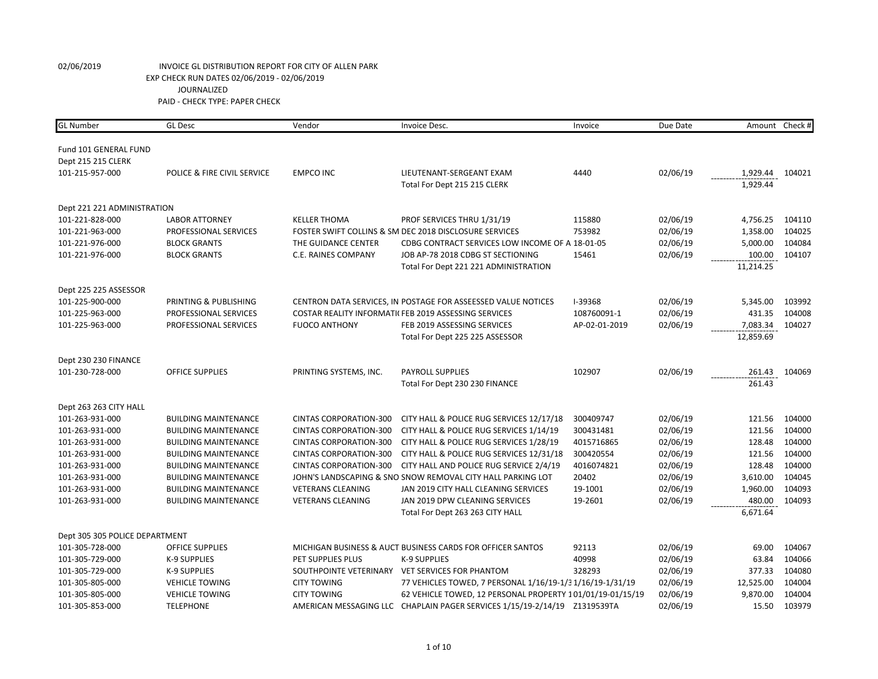02/06/2019 INVOICE GL DISTRIBUTION REPORT FOR CITY OF ALLEN PARK

EXP CHECK RUN DATES 02/06/2019 - 02/06/2019

JOURNALIZED

PAID - CHECK TYPE: PAPER CHECK

| GL Number | GL Desc | Vendor | Invoice Desc. | Invoice | Due Date | Amount | Check # |
|---|---|---|---|---|---|---|---|
| Fund 101 GENERAL FUND | | | | | | | |
| Dept 215 215 CLERK | | | | | | | |
| 101-215-957-000 | POLICE & FIRE CIVIL SERVICE | EMPCO INC | LIEUTENANT-SERGEANT EXAM | 4440 | 02/06/19 | 1,929.44 | 104021 |
| | | | Total For Dept 215 215 CLERK | | | 1,929.44 | |
| Dept 221 221 ADMINISTRATION | | | | | | | |
| 101-221-828-000 | LABOR ATTORNEY | KELLER THOMA | PROF SERVICES THRU 1/31/19 | 115880 | 02/06/19 | 4,756.25 | 104110 |
| 101-221-963-000 | PROFESSIONAL SERVICES | FOSTER SWIFT COLLINS & SM | DEC 2018 DISCLOSURE SERVICES | 753982 | 02/06/19 | 1,358.00 | 104025 |
| 101-221-976-000 | BLOCK GRANTS | THE GUIDANCE CENTER | CDBG CONTRACT SERVICES LOW INCOME OF A | 18-01-05 | 02/06/19 | 5,000.00 | 104084 |
| 101-221-976-000 | BLOCK GRANTS | C.E. RAINES COMPANY | JOB AP-78 2018 CDBG ST SECTIONING | 15461 | 02/06/19 | 100.00 | 104107 |
| | | | Total For Dept 221 221 ADMINISTRATION | | | 11,214.25 | |
| Dept 225 225 ASSESSOR | | | | | | | |
| 101-225-900-000 | PRINTING & PUBLISHING | CENTRON DATA SERVICES, IN | POSTAGE FOR ASSEESSED VALUE NOTICES | I-39368 | 02/06/19 | 5,345.00 | 103992 |
| 101-225-963-000 | PROFESSIONAL SERVICES | COSTAR REALITY INFORMATI( | FEB 2019 ASSESSING SERVICES | 108760091-1 | 02/06/19 | 431.35 | 104008 |
| 101-225-963-000 | PROFESSIONAL SERVICES | FUOCO ANTHONY | FEB 2019 ASSESSING SERVICES | AP-02-01-2019 | 02/06/19 | 7,083.34 | 104027 |
| | | | Total For Dept 225 225 ASSESSOR | | | 12,859.69 | |
| Dept 230 230 FINANCE | | | | | | | |
| 101-230-728-000 | OFFICE SUPPLIES | PRINTING SYSTEMS, INC. | PAYROLL SUPPLIES | 102907 | 02/06/19 | 261.43 | 104069 |
| | | | Total For Dept 230 230 FINANCE | | | 261.43 | |
| Dept 263 263 CITY HALL | | | | | | | |
| 101-263-931-000 | BUILDING MAINTENANCE | CINTAS CORPORATION-300 | CITY HALL & POLICE RUG SERVICES 12/17/18 | 300409747 | 02/06/19 | 121.56 | 104000 |
| 101-263-931-000 | BUILDING MAINTENANCE | CINTAS CORPORATION-300 | CITY HALL & POLICE RUG SERVICES 1/14/19 | 300431481 | 02/06/19 | 121.56 | 104000 |
| 101-263-931-000 | BUILDING MAINTENANCE | CINTAS CORPORATION-300 | CITY HALL & POLICE RUG SERVICES 1/28/19 | 4015716865 | 02/06/19 | 128.48 | 104000 |
| 101-263-931-000 | BUILDING MAINTENANCE | CINTAS CORPORATION-300 | CITY HALL & POLICE RUG SERVICES 12/31/18 | 300420554 | 02/06/19 | 121.56 | 104000 |
| 101-263-931-000 | BUILDING MAINTENANCE | CINTAS CORPORATION-300 | CITY HALL AND POLICE RUG SERVICE 2/4/19 | 4016074821 | 02/06/19 | 128.48 | 104000 |
| 101-263-931-000 | BUILDING MAINTENANCE | JOHN'S LANDSCAPING & SNO | SNOW REMOVAL CITY HALL PARKING LOT | 20402 | 02/06/19 | 3,610.00 | 104045 |
| 101-263-931-000 | BUILDING MAINTENANCE | VETERANS CLEANING | JAN 2019 CITY HALL CLEANING SERVICES | 19-1001 | 02/06/19 | 1,960.00 | 104093 |
| 101-263-931-000 | BUILDING MAINTENANCE | VETERANS CLEANING | JAN 2019 DPW CLEANING SERVICES | 19-2601 | 02/06/19 | 480.00 | 104093 |
| | | | Total For Dept 263 263 CITY HALL | | | 6,671.64 | |
| Dept 305 305 POLICE DEPARTMENT | | | | | | | |
| 101-305-728-000 | OFFICE SUPPLIES | MICHIGAN BUSINESS & AUCT | BUSINESS CARDS FOR OFFICER SANTOS | 92113 | 02/06/19 | 69.00 | 104067 |
| 101-305-729-000 | K-9 SUPPLIES | PET SUPPLIES PLUS | K-9 SUPPLIES | 40998 | 02/06/19 | 63.84 | 104066 |
| 101-305-729-000 | K-9 SUPPLIES | SOUTHPOINTE VETERINARY | VET SERVICES FOR PHANTOM | 328293 | 02/06/19 | 377.33 | 104080 |
| 101-305-805-000 | VEHICLE TOWING | CITY TOWING | 77 VEHICLES TOWED, 7 PERSONAL 1/16/19-1/3 | 1/16/19-1/31/19 | 02/06/19 | 12,525.00 | 104004 |
| 101-305-805-000 | VEHICLE TOWING | CITY TOWING | 62 VEHICLE TOWED, 12 PERSONAL PROPERTY 1 | 01/01/19-01/15/19 | 02/06/19 | 9,870.00 | 104004 |
| 101-305-853-000 | TELEPHONE | AMERICAN MESSAGING LLC | CHAPLAIN PAGER SERVICES 1/15/19-2/14/19 | Z1319539TA | 02/06/19 | 15.50 | 103979 |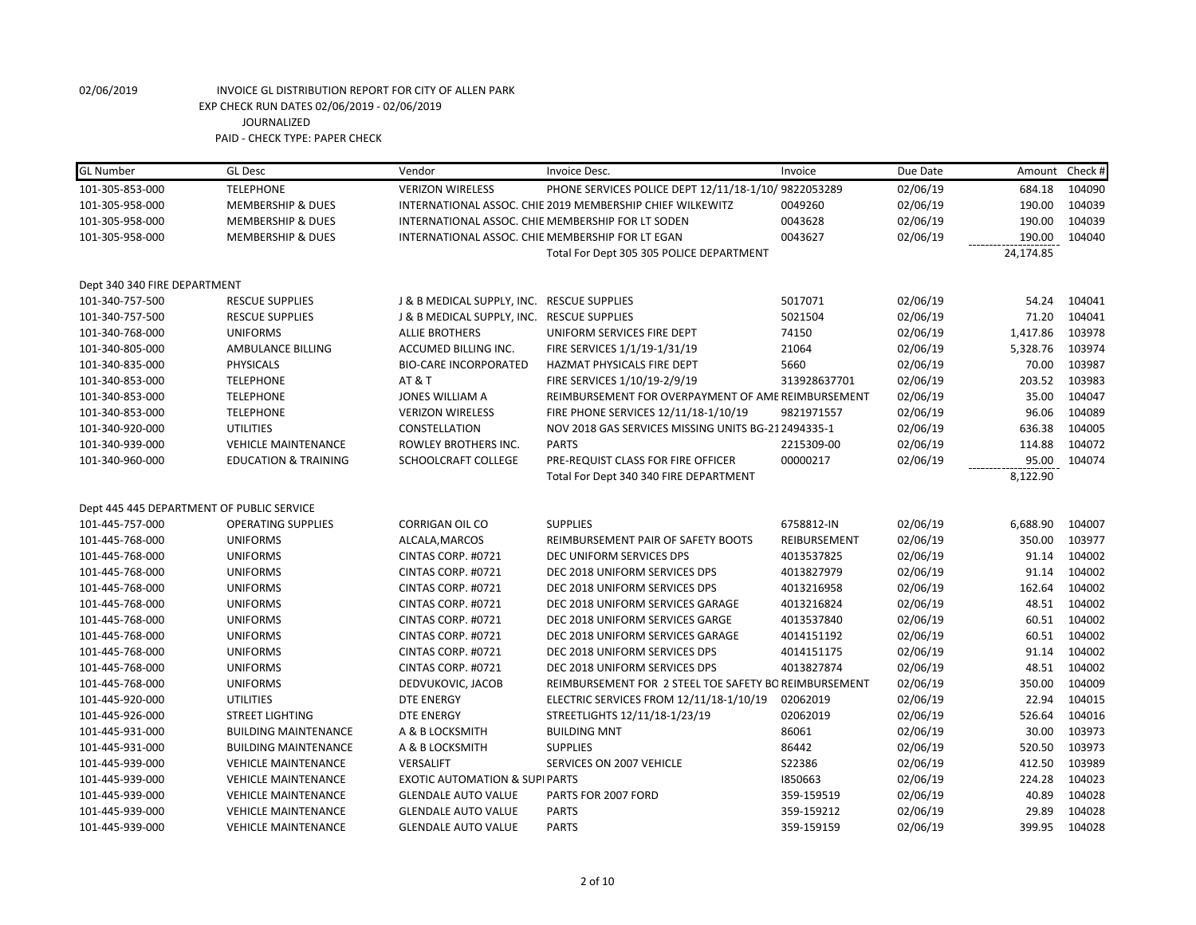02/06/2019 INVOICE GL DISTRIBUTION REPORT FOR CITY OF ALLEN PARK
EXP CHECK RUN DATES 02/06/2019 - 02/06/2019
JOURNALIZED
PAID - CHECK TYPE: PAPER CHECK

| GL Number | GL Desc | Vendor | Invoice Desc. | Invoice | Due Date | Amount | Check # |
|---|---|---|---|---|---|---|---|
| 101-305-853-000 | TELEPHONE | VERIZON WIRELESS | PHONE SERVICES POLICE DEPT 12/11/18-1/10/ | 9822053289 | 02/06/19 | 684.18 | 104090 |
| 101-305-958-000 | MEMBERSHIP & DUES | INTERNATIONAL ASSOC. CHIE | 2019 MEMBERSHIP CHIEF WILKEWITZ | 0049260 | 02/06/19 | 190.00 | 104039 |
| 101-305-958-000 | MEMBERSHIP & DUES | INTERNATIONAL ASSOC. CHIE | MEMBERSHIP FOR LT SODEN | 0043628 | 02/06/19 | 190.00 | 104039 |
| 101-305-958-000 | MEMBERSHIP & DUES | INTERNATIONAL ASSOC. CHIE | MEMBERSHIP FOR LT EGAN | 0043627 | 02/06/19 | 190.00 | 104040 |
| | | | Total For Dept 305 305 POLICE DEPARTMENT | | | 24,174.85 | |
| Dept 340 340 FIRE DEPARTMENT | | | | | | | |
| 101-340-757-500 | RESCUE SUPPLIES | J & B MEDICAL SUPPLY, INC. | RESCUE SUPPLIES | 5017071 | 02/06/19 | 54.24 | 104041 |
| 101-340-757-500 | RESCUE SUPPLIES | J & B MEDICAL SUPPLY, INC. | RESCUE SUPPLIES | 5021504 | 02/06/19 | 71.20 | 104041 |
| 101-340-768-000 | UNIFORMS | ALLIE BROTHERS | UNIFORM SERVICES FIRE DEPT | 74150 | 02/06/19 | 1,417.86 | 103978 |
| 101-340-805-000 | AMBULANCE BILLING | ACCUMED BILLING INC. | FIRE SERVICES 1/1/19-1/31/19 | 21064 | 02/06/19 | 5,328.76 | 103974 |
| 101-340-835-000 | PHYSICALS | BIO-CARE INCORPORATED | HAZMAT PHYSICALS FIRE DEPT | 5660 | 02/06/19 | 70.00 | 103987 |
| 101-340-853-000 | TELEPHONE | AT & T | FIRE SERVICES 1/10/19-2/9/19 | 313928637701 | 02/06/19 | 203.52 | 103983 |
| 101-340-853-000 | TELEPHONE | JONES WILLIAM A | REIMBURSEMENT FOR OVERPAYMENT OF AME | REIMBURSEMENT | 02/06/19 | 35.00 | 104047 |
| 101-340-853-000 | TELEPHONE | VERIZON WIRELESS | FIRE PHONE SERVICES 12/11/18-1/10/19 | 9821971557 | 02/06/19 | 96.06 | 104089 |
| 101-340-920-000 | UTILITIES | CONSTELLATION | NOV 2018 GAS SERVICES MISSING UNITS BG-21 | 2494335-1 | 02/06/19 | 636.38 | 104005 |
| 101-340-939-000 | VEHICLE MAINTENANCE | ROWLEY BROTHERS INC. | PARTS | 2215309-00 | 02/06/19 | 114.88 | 104072 |
| 101-340-960-000 | EDUCATION & TRAINING | SCHOOLCRAFT COLLEGE | PRE-REQUIST CLASS FOR FIRE OFFICER | 00000217 | 02/06/19 | 95.00 | 104074 |
| | | | Total For Dept 340 340 FIRE DEPARTMENT | | | 8,122.90 | |
| Dept 445 445 DEPARTMENT OF PUBLIC SERVICE | | | | | | | |
| 101-445-757-000 | OPERATING SUPPLIES | CORRIGAN OIL CO | SUPPLIES | 6758812-IN | 02/06/19 | 6,688.90 | 104007 |
| 101-445-768-000 | UNIFORMS | ALCALA,MARCOS | REIMBURSEMENT PAIR OF SAFETY BOOTS | REIBURSEMENT | 02/06/19 | 350.00 | 103977 |
| 101-445-768-000 | UNIFORMS | CINTAS CORP. #0721 | DEC UNIFORM SERVICES DPS | 4013537825 | 02/06/19 | 91.14 | 104002 |
| 101-445-768-000 | UNIFORMS | CINTAS CORP. #0721 | DEC 2018 UNIFORM SERVICES DPS | 4013827979 | 02/06/19 | 91.14 | 104002 |
| 101-445-768-000 | UNIFORMS | CINTAS CORP. #0721 | DEC 2018 UNIFORM SERVICES DPS | 4013216958 | 02/06/19 | 162.64 | 104002 |
| 101-445-768-000 | UNIFORMS | CINTAS CORP. #0721 | DEC 2018 UNIFORM SERVICES GARAGE | 4013216824 | 02/06/19 | 48.51 | 104002 |
| 101-445-768-000 | UNIFORMS | CINTAS CORP. #0721 | DEC 2018 UNIFORM SERVICES GARGE | 4013537840 | 02/06/19 | 60.51 | 104002 |
| 101-445-768-000 | UNIFORMS | CINTAS CORP. #0721 | DEC 2018 UNIFORM SERVICES GARAGE | 4014151192 | 02/06/19 | 60.51 | 104002 |
| 101-445-768-000 | UNIFORMS | CINTAS CORP. #0721 | DEC 2018 UNIFORM SERVICES DPS | 4014151175 | 02/06/19 | 91.14 | 104002 |
| 101-445-768-000 | UNIFORMS | CINTAS CORP. #0721 | DEC 2018 UNIFORM SERVICES DPS | 4013827874 | 02/06/19 | 48.51 | 104002 |
| 101-445-768-000 | UNIFORMS | DEDVUKOVIC, JACOB | REIMBURSEMENT FOR 2 STEEL TOE SAFETY BO | REIMBURSEMENT | 02/06/19 | 350.00 | 104009 |
| 101-445-920-000 | UTILITIES | DTE ENERGY | ELECTRIC SERVICES FROM 12/11/18-1/10/19 | 02062019 | 02/06/19 | 22.94 | 104015 |
| 101-445-926-000 | STREET LIGHTING | DTE ENERGY | STREETLIGHTS 12/11/18-1/23/19 | 02062019 | 02/06/19 | 526.64 | 104016 |
| 101-445-931-000 | BUILDING MAINTENANCE | A & B LOCKSMITH | BUILDING MNT | 86061 | 02/06/19 | 30.00 | 103973 |
| 101-445-931-000 | BUILDING MAINTENANCE | A & B LOCKSMITH | SUPPLIES | 86442 | 02/06/19 | 520.50 | 103973 |
| 101-445-939-000 | VEHICLE MAINTENANCE | VERSALIFT | SERVICES ON 2007 VEHICLE | S22386 | 02/06/19 | 412.50 | 103989 |
| 101-445-939-000 | VEHICLE MAINTENANCE | EXOTIC AUTOMATION & SUPI | PARTS | I850663 | 02/06/19 | 224.28 | 104023 |
| 101-445-939-000 | VEHICLE MAINTENANCE | GLENDALE AUTO VALUE | PARTS FOR 2007 FORD | 359-159519 | 02/06/19 | 40.89 | 104028 |
| 101-445-939-000 | VEHICLE MAINTENANCE | GLENDALE AUTO VALUE | PARTS | 359-159212 | 02/06/19 | 29.89 | 104028 |
| 101-445-939-000 | VEHICLE MAINTENANCE | GLENDALE AUTO VALUE | PARTS | 359-159159 | 02/06/19 | 399.95 | 104028 |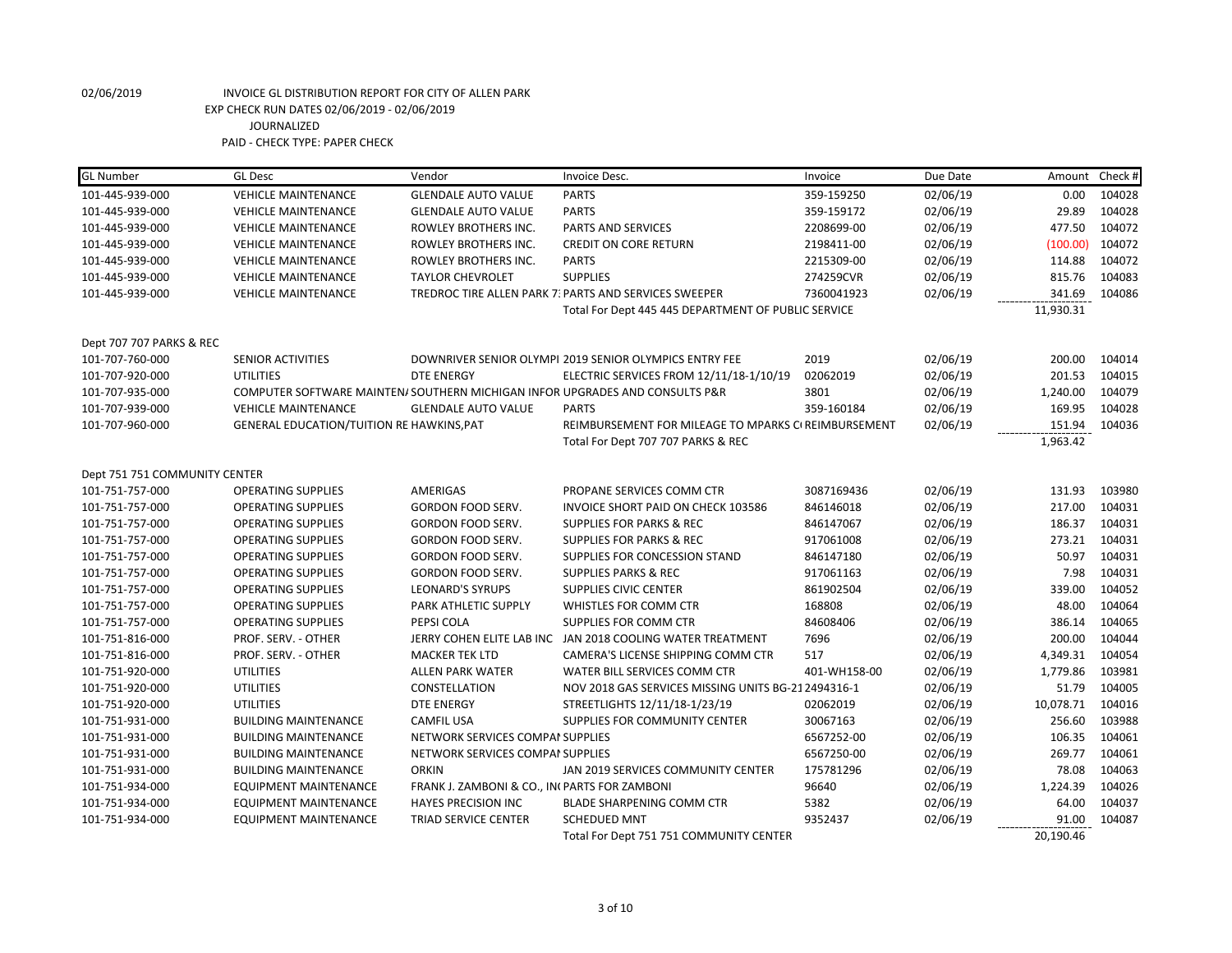02/06/2019 INVOICE GL DISTRIBUTION REPORT FOR CITY OF ALLEN PARK
EXP CHECK RUN DATES 02/06/2019 - 02/06/2019
JOURNALIZED
PAID - CHECK TYPE: PAPER CHECK

| GL Number | GL Desc | Vendor | Invoice Desc. | Invoice | Due Date | Amount | Check # |
|---|---|---|---|---|---|---|---|
| 101-445-939-000 | VEHICLE MAINTENANCE | GLENDALE AUTO VALUE | PARTS | 359-159250 | 02/06/19 | 0.00 | 104028 |
| 101-445-939-000 | VEHICLE MAINTENANCE | GLENDALE AUTO VALUE | PARTS | 359-159172 | 02/06/19 | 29.89 | 104028 |
| 101-445-939-000 | VEHICLE MAINTENANCE | ROWLEY BROTHERS INC. | PARTS AND SERVICES | 2208699-00 | 02/06/19 | 477.50 | 104072 |
| 101-445-939-000 | VEHICLE MAINTENANCE | ROWLEY BROTHERS INC. | CREDIT ON CORE RETURN | 2198411-00 | 02/06/19 | (100.00) | 104072 |
| 101-445-939-000 | VEHICLE MAINTENANCE | ROWLEY BROTHERS INC. | PARTS | 2215309-00 | 02/06/19 | 114.88 | 104072 |
| 101-445-939-000 | VEHICLE MAINTENANCE | TAYLOR CHEVROLET | SUPPLIES | 274259CVR | 02/06/19 | 815.76 | 104083 |
| 101-445-939-000 | VEHICLE MAINTENANCE | TREDROC TIRE ALLEN PARK 7: | PARTS AND SERVICES SWEEPER | 7360041923 | 02/06/19 | 341.69 | 104086 |
| | | | Total For Dept 445 445 DEPARTMENT OF PUBLIC SERVICE | | | 11,930.31 | |
| Dept 707 707 PARKS & REC | | | | | | | |
| 101-707-760-000 | SENIOR ACTIVITIES | DOWNRIVER SENIOR OLYMPI | 2019 SENIOR OLYMPICS ENTRY FEE | 2019 | 02/06/19 | 200.00 | 104014 |
| 101-707-920-000 | UTILITIES | DTE ENERGY | ELECTRIC SERVICES FROM 12/11/18-1/10/19 | 02062019 | 02/06/19 | 201.53 | 104015 |
| 101-707-935-000 | COMPUTER SOFTWARE MAINTEN/ | SOUTHERN MICHIGAN INFOR | UPGRADES AND CONSULTS P&R | 3801 | 02/06/19 | 1,240.00 | 104079 |
| 101-707-939-000 | VEHICLE MAINTENANCE | GLENDALE AUTO VALUE | PARTS | 359-160184 | 02/06/19 | 169.95 | 104028 |
| 101-707-960-000 | GENERAL EDUCATION/TUITION RE | HAWKINS,PAT | REIMBURSEMENT FOR MILEAGE TO MPARKS C | REIMBURSEMENT | 02/06/19 | 151.94 | 104036 |
| | | | Total For Dept 707 707 PARKS & REC | | | 1,963.42 | |
| Dept 751 751 COMMUNITY CENTER | | | | | | | |
| 101-751-757-000 | OPERATING SUPPLIES | AMERIGAS | PROPANE SERVICES COMM CTR | 3087169436 | 02/06/19 | 131.93 | 103980 |
| 101-751-757-000 | OPERATING SUPPLIES | GORDON FOOD SERV. | INVOICE SHORT PAID ON CHECK 103586 | 846146018 | 02/06/19 | 217.00 | 104031 |
| 101-751-757-000 | OPERATING SUPPLIES | GORDON FOOD SERV. | SUPPLIES FOR PARKS & REC | 846147067 | 02/06/19 | 186.37 | 104031 |
| 101-751-757-000 | OPERATING SUPPLIES | GORDON FOOD SERV. | SUPPLIES FOR PARKS & REC | 917061008 | 02/06/19 | 273.21 | 104031 |
| 101-751-757-000 | OPERATING SUPPLIES | GORDON FOOD SERV. | SUPPLIES FOR CONCESSION STAND | 846147180 | 02/06/19 | 50.97 | 104031 |
| 101-751-757-000 | OPERATING SUPPLIES | GORDON FOOD SERV. | SUPPLIES PARKS & REC | 917061163 | 02/06/19 | 7.98 | 104031 |
| 101-751-757-000 | OPERATING SUPPLIES | LEONARD'S SYRUPS | SUPPLIES CIVIC CENTER | 861902504 | 02/06/19 | 339.00 | 104052 |
| 101-751-757-000 | OPERATING SUPPLIES | PARK ATHLETIC SUPPLY | WHISTLES FOR COMM CTR | 168808 | 02/06/19 | 48.00 | 104064 |
| 101-751-757-000 | OPERATING SUPPLIES | PEPSI COLA | SUPPLIES FOR COMM CTR | 84608406 | 02/06/19 | 386.14 | 104065 |
| 101-751-816-000 | PROF. SERV. - OTHER | JERRY COHEN ELITE LAB INC | JAN 2018 COOLING WATER TREATMENT | 7696 | 02/06/19 | 200.00 | 104044 |
| 101-751-816-000 | PROF. SERV. - OTHER | MACKER TEK LTD | CAMERA'S LICENSE SHIPPING COMM CTR | 517 | 02/06/19 | 4,349.31 | 104054 |
| 101-751-920-000 | UTILITIES | ALLEN PARK WATER | WATER BILL SERVICES COMM CTR | 401-WH158-00 | 02/06/19 | 1,779.86 | 103981 |
| 101-751-920-000 | UTILITIES | CONSTELLATION | NOV 2018 GAS SERVICES MISSING UNITS BG-21 | 2494316-1 | 02/06/19 | 51.79 | 104005 |
| 101-751-920-000 | UTILITIES | DTE ENERGY | STREETLIGHTS 12/11/18-1/23/19 | 02062019 | 02/06/19 | 10,078.71 | 104016 |
| 101-751-931-000 | BUILDING MAINTENANCE | CAMFIL USA | SUPPLIES FOR COMMUNITY CENTER | 30067163 | 02/06/19 | 256.60 | 103988 |
| 101-751-931-000 | BUILDING MAINTENANCE | NETWORK SERVICES COMPAI | SUPPLIES | 6567252-00 | 02/06/19 | 106.35 | 104061 |
| 101-751-931-000 | BUILDING MAINTENANCE | NETWORK SERVICES COMPAI | SUPPLIES | 6567250-00 | 02/06/19 | 269.77 | 104061 |
| 101-751-931-000 | BUILDING MAINTENANCE | ORKIN | JAN 2019 SERVICES COMMUNITY CENTER | 175781296 | 02/06/19 | 78.08 | 104063 |
| 101-751-934-000 | EQUIPMENT MAINTENANCE | FRANK J. ZAMBONI & CO., IN | PARTS FOR ZAMBONI | 96640 | 02/06/19 | 1,224.39 | 104026 |
| 101-751-934-000 | EQUIPMENT MAINTENANCE | HAYES PRECISION INC | BLADE SHARPENING COMM CTR | 5382 | 02/06/19 | 64.00 | 104037 |
| 101-751-934-000 | EQUIPMENT MAINTENANCE | TRIAD SERVICE CENTER | SCHEDUED MNT | 9352437 | 02/06/19 | 91.00 | 104087 |
| | | | Total For Dept 751 751 COMMUNITY CENTER | | | 20,190.46 | |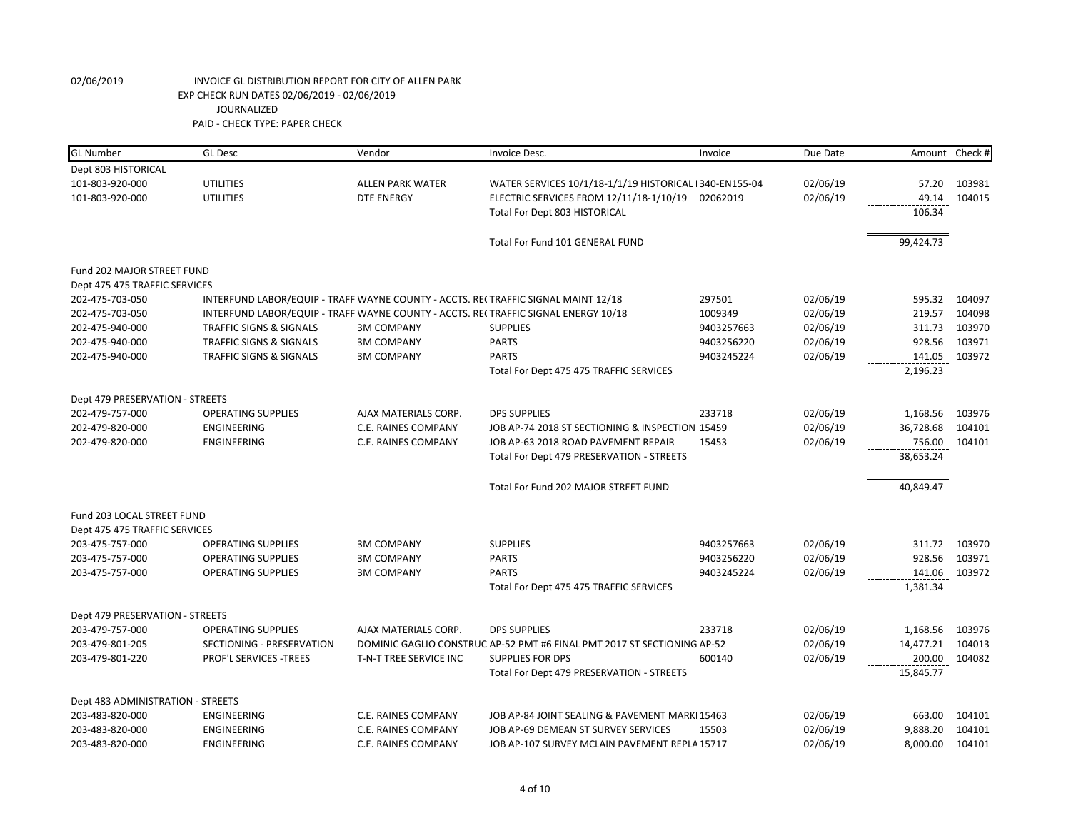02/06/2019 INVOICE GL DISTRIBUTION REPORT FOR CITY OF ALLEN PARK
EXP CHECK RUN DATES 02/06/2019 - 02/06/2019
JOURNALIZED
PAID - CHECK TYPE: PAPER CHECK

| GL Number | GL Desc | Vendor | Invoice Desc. | Invoice | Due Date | Amount | Check # |
|---|---|---|---|---|---|---|---|
| Dept 803 HISTORICAL | | | | | | | |
| 101-803-920-000 | UTILITIES | ALLEN PARK WATER | WATER SERVICES 10/1/18-1/1/19 HISTORICAL I | 340-EN155-04 | 02/06/19 | 57.20 | 103981 |
| 101-803-920-000 | UTILITIES | DTE ENERGY | ELECTRIC SERVICES FROM 12/11/18-1/10/19 | 02062019 | 02/06/19 | 49.14 | 104015 |
| | | | Total For Dept 803 HISTORICAL | | | 106.34 | |
| | | | Total For Fund 101 GENERAL FUND | | | 99,424.73 | |
| Fund 202 MAJOR STREET FUND | | | | | | | |
| Dept 475 475 TRAFFIC SERVICES | | | | | | | |
| 202-475-703-050 | INTERFUND LABOR/EQUIP - TRAFF | WAYNE COUNTY - ACCTS. RE( | TRAFFIC SIGNAL MAINT 12/18 | 297501 | 02/06/19 | 595.32 | 104097 |
| 202-475-703-050 | INTERFUND LABOR/EQUIP - TRAFF | WAYNE COUNTY - ACCTS. RE( | TRAFFIC SIGNAL ENERGY 10/18 | 1009349 | 02/06/19 | 219.57 | 104098 |
| 202-475-940-000 | TRAFFIC SIGNS & SIGNALS | 3M COMPANY | SUPPLIES | 9403257663 | 02/06/19 | 311.73 | 103970 |
| 202-475-940-000 | TRAFFIC SIGNS & SIGNALS | 3M COMPANY | PARTS | 9403256220 | 02/06/19 | 928.56 | 103971 |
| 202-475-940-000 | TRAFFIC SIGNS & SIGNALS | 3M COMPANY | PARTS | 9403245224 | 02/06/19 | 141.05 | 103972 |
| | | | Total For Dept 475 475 TRAFFIC SERVICES | | | 2,196.23 | |
| Dept 479 PRESERVATION - STREETS | | | | | | | |
| 202-479-757-000 | OPERATING SUPPLIES | AJAX MATERIALS CORP. | DPS SUPPLIES | 233718 | 02/06/19 | 1,168.56 | 103976 |
| 202-479-820-000 | ENGINEERING | C.E. RAINES COMPANY | JOB AP-74 2018 ST SECTIONING & INSPECTION | 15459 | 02/06/19 | 36,728.68 | 104101 |
| 202-479-820-000 | ENGINEERING | C.E. RAINES COMPANY | JOB AP-63 2018 ROAD PAVEMENT REPAIR | 15453 | 02/06/19 | 756.00 | 104101 |
| | | | Total For Dept 479 PRESERVATION - STREETS | | | 38,653.24 | |
| | | | Total For Fund 202 MAJOR STREET FUND | | | 40,849.47 | |
| Fund 203 LOCAL STREET FUND | | | | | | | |
| Dept 475 475 TRAFFIC SERVICES | | | | | | | |
| 203-475-757-000 | OPERATING SUPPLIES | 3M COMPANY | SUPPLIES | 9403257663 | 02/06/19 | 311.72 | 103970 |
| 203-475-757-000 | OPERATING SUPPLIES | 3M COMPANY | PARTS | 9403256220 | 02/06/19 | 928.56 | 103971 |
| 203-475-757-000 | OPERATING SUPPLIES | 3M COMPANY | PARTS | 9403245224 | 02/06/19 | 141.06 | 103972 |
| | | | Total For Dept 475 475 TRAFFIC SERVICES | | | 1,381.34 | |
| Dept 479 PRESERVATION - STREETS | | | | | | | |
| 203-479-757-000 | OPERATING SUPPLIES | AJAX MATERIALS CORP. | DPS SUPPLIES | 233718 | 02/06/19 | 1,168.56 | 103976 |
| 203-479-801-205 | SECTIONING - PRESERVATION | DOMINIC GAGLIO CONSTRUC | AP-52 PMT #6 FINAL PMT 2017 ST SECTIONING | AP-52 | 02/06/19 | 14,477.21 | 104013 |
| 203-479-801-220 | PROF'L SERVICES -TREES | T-N-T TREE SERVICE INC | SUPPLIES FOR DPS | 600140 | 02/06/19 | 200.00 | 104082 |
| | | | Total For Dept 479 PRESERVATION - STREETS | | | 15,845.77 | |
| Dept 483 ADMINISTRATION - STREETS | | | | | | | |
| 203-483-820-000 | ENGINEERING | C.E. RAINES COMPANY | JOB AP-84 JOINT SEALING & PAVEMENT MARKI | 15463 | 02/06/19 | 663.00 | 104101 |
| 203-483-820-000 | ENGINEERING | C.E. RAINES COMPANY | JOB AP-69 DEMEAN ST SURVEY SERVICES | 15503 | 02/06/19 | 9,888.20 | 104101 |
| 203-483-820-000 | ENGINEERING | C.E. RAINES COMPANY | JOB AP-107 SURVEY MCLAIN PAVEMENT REPLA | 15717 | 02/06/19 | 8,000.00 | 104101 |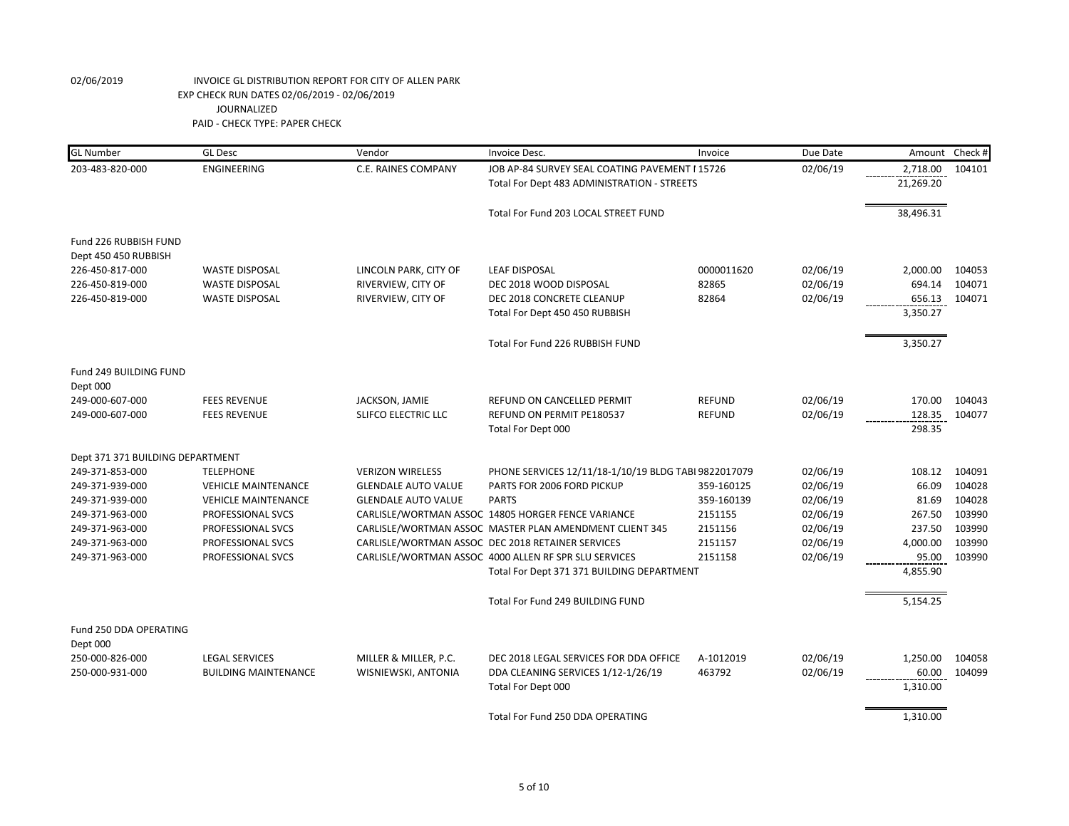02/06/2019 INVOICE GL DISTRIBUTION REPORT FOR CITY OF ALLEN PARK
EXP CHECK RUN DATES 02/06/2019 - 02/06/2019
JOURNALIZED
PAID - CHECK TYPE: PAPER CHECK

| GL Number | GL Desc | Vendor | Invoice Desc. | Invoice | Due Date | Amount | Check # |
|---|---|---|---|---|---|---|---|
| 203-483-820-000 | ENGINEERING | C.E. RAINES COMPANY | JOB AP-84 SURVEY SEAL COATING PAVEMENT I | 15726 | 02/06/19 | 2,718.00 | 104101 |
| | | | Total For Dept 483 ADMINISTRATION - STREETS | | | 21,269.20 | |
| | | | Total For Fund 203 LOCAL STREET FUND | | | 38,496.31 | |
| Fund 226 RUBBISH FUND | | | | | | | |
| Dept 450 450 RUBBISH | | | | | | | |
| 226-450-817-000 | WASTE DISPOSAL | LINCOLN PARK, CITY OF | LEAF DISPOSAL | 0000011620 | 02/06/19 | 2,000.00 | 104053 |
| 226-450-819-000 | WASTE DISPOSAL | RIVERVIEW, CITY OF | DEC 2018 WOOD DISPOSAL | 82865 | 02/06/19 | 694.14 | 104071 |
| 226-450-819-000 | WASTE DISPOSAL | RIVERVIEW, CITY OF | DEC 2018 CONCRETE CLEANUP | 82864 | 02/06/19 | 656.13 | 104071 |
| | | | Total For Dept 450 450 RUBBISH | | | 3,350.27 | |
| | | | Total For Fund 226 RUBBISH FUND | | | 3,350.27 | |
| Fund 249 BUILDING FUND | | | | | | | |
| Dept 000 | | | | | | | |
| 249-000-607-000 | FEES REVENUE | JACKSON, JAMIE | REFUND ON CANCELLED PERMIT | REFUND | 02/06/19 | 170.00 | 104043 |
| 249-000-607-000 | FEES REVENUE | SLIFCO ELECTRIC LLC | REFUND ON PERMIT PE180537 | REFUND | 02/06/19 | 128.35 | 104077 |
| | | | Total For Dept 000 | | | 298.35 | |
| Dept 371 371 BUILDING DEPARTMENT | | | | | | | |
| 249-371-853-000 | TELEPHONE | VERIZON WIRELESS | PHONE SERVICES 12/11/18-1/10/19 BLDG TABI | 9822017079 | 02/06/19 | 108.12 | 104091 |
| 249-371-939-000 | VEHICLE MAINTENANCE | GLENDALE AUTO VALUE | PARTS FOR 2006 FORD PICKUP | 359-160125 | 02/06/19 | 66.09 | 104028 |
| 249-371-939-000 | VEHICLE MAINTENANCE | GLENDALE AUTO VALUE | PARTS | 359-160139 | 02/06/19 | 81.69 | 104028 |
| 249-371-963-000 | PROFESSIONAL SVCS | CARLISLE/WORTMAN ASSOC | 14805 HORGER FENCE VARIANCE | 2151155 | 02/06/19 | 267.50 | 103990 |
| 249-371-963-000 | PROFESSIONAL SVCS | CARLISLE/WORTMAN ASSOC | MASTER PLAN AMENDMENT CLIENT 345 | 2151156 | 02/06/19 | 237.50 | 103990 |
| 249-371-963-000 | PROFESSIONAL SVCS | CARLISLE/WORTMAN ASSOC | DEC 2018 RETAINER SERVICES | 2151157 | 02/06/19 | 4,000.00 | 103990 |
| 249-371-963-000 | PROFESSIONAL SVCS | CARLISLE/WORTMAN ASSOC | 4000 ALLEN RF SPR SLU SERVICES | 2151158 | 02/06/19 | 95.00 | 103990 |
| | | | Total For Dept 371 371 BUILDING DEPARTMENT | | | 4,855.90 | |
| | | | Total For Fund 249 BUILDING FUND | | | 5,154.25 | |
| Fund 250 DDA OPERATING | | | | | | | |
| Dept 000 | | | | | | | |
| 250-000-826-000 | LEGAL SERVICES | MILLER & MILLER, P.C. | DEC 2018 LEGAL SERVICES FOR DDA OFFICE | A-1012019 | 02/06/19 | 1,250.00 | 104058 |
| 250-000-931-000 | BUILDING MAINTENANCE | WISNIEWSKI, ANTONIA | DDA CLEANING SERVICES 1/12-1/26/19 | 463792 | 02/06/19 | 60.00 | 104099 |
| | | | Total For Dept 000 | | | 1,310.00 | |
| | | | Total For Fund 250 DDA OPERATING | | | 1,310.00 | |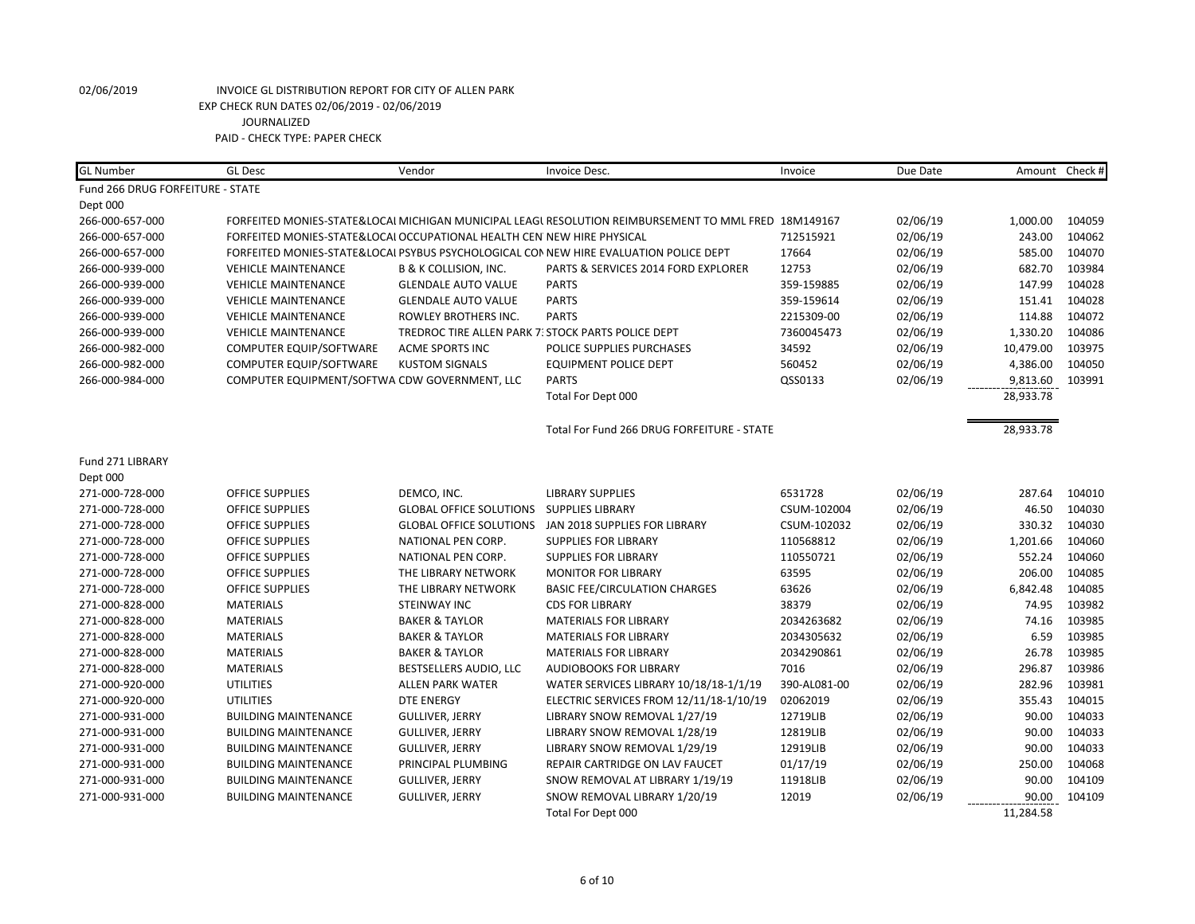02/06/2019 INVOICE GL DISTRIBUTION REPORT FOR CITY OF ALLEN PARK

EXP CHECK RUN DATES 02/06/2019 - 02/06/2019

JOURNALIZED

PAID - CHECK TYPE: PAPER CHECK

| GL Number | GL Desc | Vendor | Invoice Desc. | Invoice | Due Date | Amount | Check # |
|---|---|---|---|---|---|---|---|
| Fund 266 DRUG FORFEITURE - STATE | | | | | | | |
| Dept 000 | | | | | | | |
| 266-000-657-000 | FORFEITED MONIES-STATE&LOCAL | MICHIGAN MUNICIPAL LEAGU | RESOLUTION REIMBURSEMENT TO MML FRED | 18M149167 | 02/06/19 | 1,000.00 | 104059 |
| 266-000-657-000 | FORFEITED MONIES-STATE&LOCAL | OCCUPATIONAL HEALTH CEN | NEW HIRE PHYSICAL | 712515921 | 02/06/19 | 243.00 | 104062 |
| 266-000-657-000 | FORFEITED MONIES-STATE&LOCAL | PSYBUS PSYCHOLOGICAL CON | NEW HIRE EVALUATION POLICE DEPT | 17664 | 02/06/19 | 585.00 | 104070 |
| 266-000-939-000 | VEHICLE MAINTENANCE | B & K COLLISION, INC. | PARTS & SERVICES 2014 FORD EXPLORER | 12753 | 02/06/19 | 682.70 | 103984 |
| 266-000-939-000 | VEHICLE MAINTENANCE | GLENDALE AUTO VALUE | PARTS | 359-159885 | 02/06/19 | 147.99 | 104028 |
| 266-000-939-000 | VEHICLE MAINTENANCE | GLENDALE AUTO VALUE | PARTS | 359-159614 | 02/06/19 | 151.41 | 104028 |
| 266-000-939-000 | VEHICLE MAINTENANCE | ROWLEY BROTHERS INC. | PARTS | 2215309-00 | 02/06/19 | 114.88 | 104072 |
| 266-000-939-000 | VEHICLE MAINTENANCE | TREDROC TIRE ALLEN PARK 7: | STOCK PARTS POLICE DEPT | 7360045473 | 02/06/19 | 1,330.20 | 104086 |
| 266-000-982-000 | COMPUTER EQUIP/SOFTWARE | ACME SPORTS INC | POLICE SUPPLIES PURCHASES | 34592 | 02/06/19 | 10,479.00 | 103975 |
| 266-000-982-000 | COMPUTER EQUIP/SOFTWARE | KUSTOM SIGNALS | EQUIPMENT POLICE DEPT | 560452 | 02/06/19 | 4,386.00 | 104050 |
| 266-000-984-000 | COMPUTER EQUIPMENT/SOFTWA | CDW GOVERNMENT, LLC | PARTS | QSS0133 | 02/06/19 | 9,813.60 | 103991 |
| | | | Total For Dept 000 | | | 28,933.78 | |
| | | | Total For Fund 266 DRUG FORFEITURE - STATE | | | 28,933.78 | |
| Fund 271 LIBRARY | | | | | | | |
| Dept 000 | | | | | | | |
| 271-000-728-000 | OFFICE SUPPLIES | DEMCO, INC. | LIBRARY SUPPLIES | 6531728 | 02/06/19 | 287.64 | 104010 |
| 271-000-728-000 | OFFICE SUPPLIES | GLOBAL OFFICE SOLUTIONS | SUPPLIES LIBRARY | CSUM-102004 | 02/06/19 | 46.50 | 104030 |
| 271-000-728-000 | OFFICE SUPPLIES | GLOBAL OFFICE SOLUTIONS | JAN 2018 SUPPLIES FOR LIBRARY | CSUM-102032 | 02/06/19 | 330.32 | 104030 |
| 271-000-728-000 | OFFICE SUPPLIES | NATIONAL PEN CORP. | SUPPLIES FOR LIBRARY | 110568812 | 02/06/19 | 1,201.66 | 104060 |
| 271-000-728-000 | OFFICE SUPPLIES | NATIONAL PEN CORP. | SUPPLIES FOR LIBRARY | 110550721 | 02/06/19 | 552.24 | 104060 |
| 271-000-728-000 | OFFICE SUPPLIES | THE LIBRARY NETWORK | MONITOR FOR LIBRARY | 63595 | 02/06/19 | 206.00 | 104085 |
| 271-000-728-000 | OFFICE SUPPLIES | THE LIBRARY NETWORK | BASIC FEE/CIRCULATION CHARGES | 63626 | 02/06/19 | 6,842.48 | 104085 |
| 271-000-828-000 | MATERIALS | STEINWAY INC | CDS FOR LIBRARY | 38379 | 02/06/19 | 74.95 | 103982 |
| 271-000-828-000 | MATERIALS | BAKER & TAYLOR | MATERIALS FOR LIBRARY | 2034263682 | 02/06/19 | 74.16 | 103985 |
| 271-000-828-000 | MATERIALS | BAKER & TAYLOR | MATERIALS FOR LIBRARY | 2034305632 | 02/06/19 | 6.59 | 103985 |
| 271-000-828-000 | MATERIALS | BAKER & TAYLOR | MATERIALS FOR LIBRARY | 2034290861 | 02/06/19 | 26.78 | 103985 |
| 271-000-828-000 | MATERIALS | BESTSELLERS AUDIO, LLC | AUDIOBOOKS FOR LIBRARY | 7016 | 02/06/19 | 296.87 | 103986 |
| 271-000-920-000 | UTILITIES | ALLEN PARK WATER | WATER SERVICES LIBRARY 10/18/18-1/1/19 | 390-AL081-00 | 02/06/19 | 282.96 | 103981 |
| 271-000-920-000 | UTILITIES | DTE ENERGY | ELECTRIC SERVICES FROM 12/11/18-1/10/19 | 02062019 | 02/06/19 | 355.43 | 104015 |
| 271-000-931-000 | BUILDING MAINTENANCE | GULLIVER, JERRY | LIBRARY SNOW REMOVAL 1/27/19 | 12719LIB | 02/06/19 | 90.00 | 104033 |
| 271-000-931-000 | BUILDING MAINTENANCE | GULLIVER, JERRY | LIBRARY SNOW REMOVAL 1/28/19 | 12819LIB | 02/06/19 | 90.00 | 104033 |
| 271-000-931-000 | BUILDING MAINTENANCE | GULLIVER, JERRY | LIBRARY SNOW REMOVAL 1/29/19 | 12919LIB | 02/06/19 | 90.00 | 104033 |
| 271-000-931-000 | BUILDING MAINTENANCE | PRINCIPAL PLUMBING | REPAIR CARTRIDGE ON LAV FAUCET | 01/17/19 | 02/06/19 | 250.00 | 104068 |
| 271-000-931-000 | BUILDING MAINTENANCE | GULLIVER, JERRY | SNOW REMOVAL AT LIBRARY 1/19/19 | 11918LIB | 02/06/19 | 90.00 | 104109 |
| 271-000-931-000 | BUILDING MAINTENANCE | GULLIVER, JERRY | SNOW REMOVAL LIBRARY 1/20/19 | 12019 | 02/06/19 | 90.00 | 104109 |
| | | | Total For Dept 000 | | | 11,284.58 | |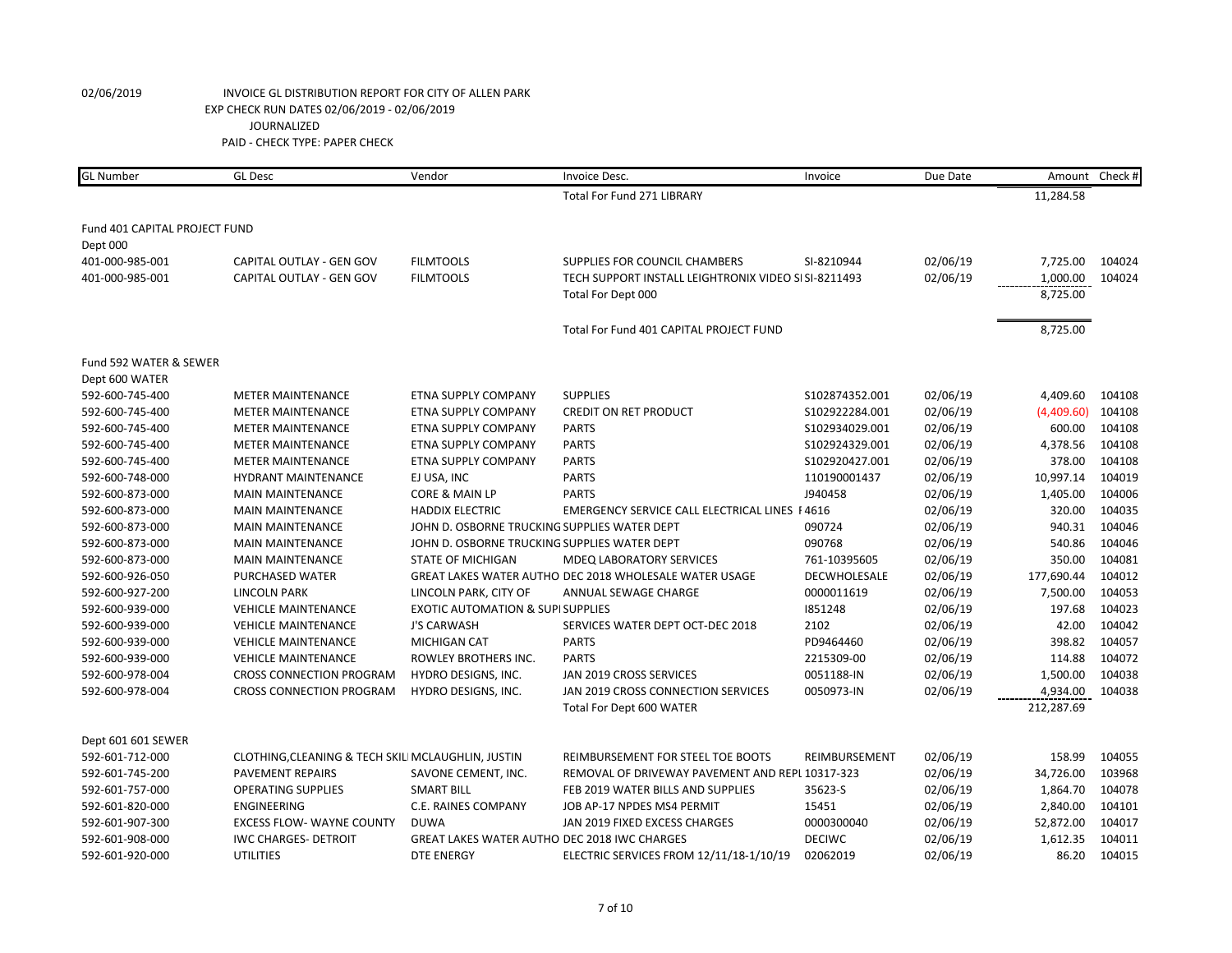02/06/2019 INVOICE GL DISTRIBUTION REPORT FOR CITY OF ALLEN PARK
EXP CHECK RUN DATES 02/06/2019 - 02/06/2019
JOURNALIZED
PAID - CHECK TYPE: PAPER CHECK

| GL Number | GL Desc | Vendor | Invoice Desc. | Invoice | Due Date | Amount | Check # |
|---|---|---|---|---|---|---|---|
| | | | Total For Fund 271 LIBRARY | | | 11,284.58 | |
| Fund 401 CAPITAL PROJECT FUND | | | | | | | |
| Dept 000 | | | | | | | |
| 401-000-985-001 | CAPITAL OUTLAY - GEN GOV | FILMTOOLS | SUPPLIES FOR COUNCIL CHAMBERS | SI-8210944 | 02/06/19 | 7,725.00 | 104024 |
| 401-000-985-001 | CAPITAL OUTLAY - GEN GOV | FILMTOOLS | TECH SUPPORT INSTALL LEIGHTRONIX VIDEO SI | SI-8211493 | 02/06/19 | 1,000.00 | 104024 |
| | | | Total For Dept 000 | | | 8,725.00 | |
| | | | Total For Fund 401 CAPITAL PROJECT FUND | | | 8,725.00 | |
| Fund 592 WATER & SEWER | | | | | | | |
| Dept 600 WATER | | | | | | | |
| 592-600-745-400 | METER MAINTENANCE | ETNA SUPPLY COMPANY | SUPPLIES | S102874352.001 | 02/06/19 | 4,409.60 | 104108 |
| 592-600-745-400 | METER MAINTENANCE | ETNA SUPPLY COMPANY | CREDIT ON RET PRODUCT | S102922284.001 | 02/06/19 | (4,409.60) | 104108 |
| 592-600-745-400 | METER MAINTENANCE | ETNA SUPPLY COMPANY | PARTS | S102934029.001 | 02/06/19 | 600.00 | 104108 |
| 592-600-745-400 | METER MAINTENANCE | ETNA SUPPLY COMPANY | PARTS | S102924329.001 | 02/06/19 | 4,378.56 | 104108 |
| 592-600-745-400 | METER MAINTENANCE | ETNA SUPPLY COMPANY | PARTS | S102920427.001 | 02/06/19 | 378.00 | 104108 |
| 592-600-748-000 | HYDRANT MAINTENANCE | EJ USA, INC | PARTS | 110190001437 | 02/06/19 | 10,997.14 | 104019 |
| 592-600-873-000 | MAIN MAINTENANCE | CORE & MAIN LP | PARTS | J940458 | 02/06/19 | 1,405.00 | 104006 |
| 592-600-873-000 | MAIN MAINTENANCE | HADDIX ELECTRIC | EMERGENCY SERVICE CALL ELECTRICAL LINES F | 4616 | 02/06/19 | 320.00 | 104035 |
| 592-600-873-000 | MAIN MAINTENANCE | JOHN D. OSBORNE TRUCKING | SUPPLIES WATER DEPT | 090724 | 02/06/19 | 940.31 | 104046 |
| 592-600-873-000 | MAIN MAINTENANCE | JOHN D. OSBORNE TRUCKING | SUPPLIES WATER DEPT | 090768 | 02/06/19 | 540.86 | 104046 |
| 592-600-873-000 | MAIN MAINTENANCE | STATE OF MICHIGAN | MDEQ LABORATORY SERVICES | 761-10395605 | 02/06/19 | 350.00 | 104081 |
| 592-600-926-050 | PURCHASED WATER | GREAT LAKES WATER AUTHO | DEC 2018 WHOLESALE WATER USAGE | DECWHOLESALE | 02/06/19 | 177,690.44 | 104012 |
| 592-600-927-200 | LINCOLN PARK | LINCOLN PARK, CITY OF | ANNUAL SEWAGE CHARGE | 0000011619 | 02/06/19 | 7,500.00 | 104053 |
| 592-600-939-000 | VEHICLE MAINTENANCE | EXOTIC AUTOMATION & SUPI | SUPPLIES | I851248 | 02/06/19 | 197.68 | 104023 |
| 592-600-939-000 | VEHICLE MAINTENANCE | J'S CARWASH | SERVICES WATER DEPT OCT-DEC 2018 | 2102 | 02/06/19 | 42.00 | 104042 |
| 592-600-939-000 | VEHICLE MAINTENANCE | MICHIGAN CAT | PARTS | PD9464460 | 02/06/19 | 398.82 | 104057 |
| 592-600-939-000 | VEHICLE MAINTENANCE | ROWLEY BROTHERS INC. | PARTS | 2215309-00 | 02/06/19 | 114.88 | 104072 |
| 592-600-978-004 | CROSS CONNECTION PROGRAM | HYDRO DESIGNS, INC. | JAN 2019 CROSS SERVICES | 0051188-IN | 02/06/19 | 1,500.00 | 104038 |
| 592-600-978-004 | CROSS CONNECTION PROGRAM | HYDRO DESIGNS, INC. | JAN 2019 CROSS CONNECTION SERVICES | 0050973-IN | 02/06/19 | 4,934.00 | 104038 |
| | | | Total For Dept 600 WATER | | | 212,287.69 | |
| Dept 601 601 SEWER | | | | | | | |
| 592-601-712-000 | CLOTHING,CLEANING & TECH SKIL | MCLAUGHLIN, JUSTIN | REIMBURSEMENT FOR STEEL TOE BOOTS | REIMBURSEMENT | 02/06/19 | 158.99 | 104055 |
| 592-601-745-200 | PAVEMENT REPAIRS | SAVONE CEMENT, INC. | REMOVAL OF DRIVEWAY PAVEMENT AND REPL | 10317-323 | 02/06/19 | 34,726.00 | 103968 |
| 592-601-757-000 | OPERATING SUPPLIES | SMART BILL | FEB 2019 WATER BILLS AND SUPPLIES | 35623-S | 02/06/19 | 1,864.70 | 104078 |
| 592-601-820-000 | ENGINEERING | C.E. RAINES COMPANY | JOB AP-17 NPDES MS4 PERMIT | 15451 | 02/06/19 | 2,840.00 | 104101 |
| 592-601-907-300 | EXCESS FLOW- WAYNE COUNTY | DUWA | JAN 2019 FIXED EXCESS CHARGES | 0000300040 | 02/06/19 | 52,872.00 | 104017 |
| 592-601-908-000 | IWC CHARGES- DETROIT | GREAT LAKES WATER AUTHO | DEC 2018 IWC CHARGES | DECIWC | 02/06/19 | 1,612.35 | 104011 |
| 592-601-920-000 | UTILITIES | DTE ENERGY | ELECTRIC SERVICES FROM 12/11/18-1/10/19 | 02062019 | 02/06/19 | 86.20 | 104015 |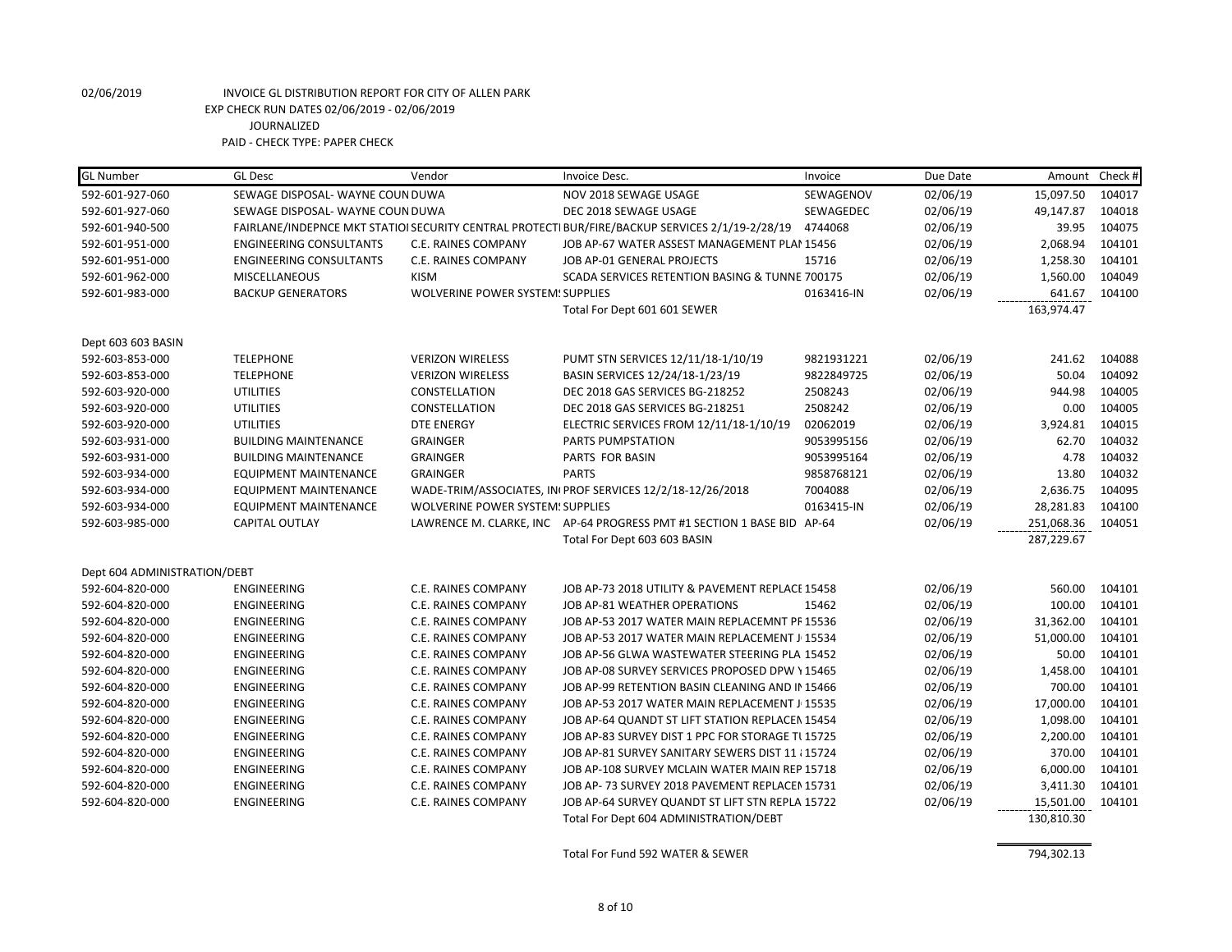02/06/2019 INVOICE GL DISTRIBUTION REPORT FOR CITY OF ALLEN PARK
EXP CHECK RUN DATES 02/06/2019 - 02/06/2019
JOURNALIZED
PAID - CHECK TYPE: PAPER CHECK

| GL Number | GL Desc | Vendor | Invoice Desc. | Invoice | Due Date | Amount | Check # |
|---|---|---|---|---|---|---|---|
| 592-601-927-060 | SEWAGE DISPOSAL- WAYNE COUN | DUWA | NOV 2018 SEWAGE USAGE | SEWAGENOV | 02/06/19 | 15,097.50 | 104017 |
| 592-601-927-060 | SEWAGE DISPOSAL- WAYNE COUN | DUWA | DEC 2018 SEWAGE USAGE | SEWAGEDEC | 02/06/19 | 49,147.87 | 104018 |
| 592-601-940-500 | FAIRLANE/INDEPNCE MKT STATIOI | SECURITY CENTRAL PROTECTI | BUR/FIRE/BACKUP SERVICES 2/1/19-2/28/19 | 4744068 | 02/06/19 | 39.95 | 104075 |
| 592-601-951-000 | ENGINEERING CONSULTANTS | C.E. RAINES COMPANY | JOB AP-67 WATER ASSEST MANAGEMENT PLAN | 15456 | 02/06/19 | 2,068.94 | 104101 |
| 592-601-951-000 | ENGINEERING CONSULTANTS | C.E. RAINES COMPANY | JOB AP-01 GENERAL PROJECTS | 15716 | 02/06/19 | 1,258.30 | 104101 |
| 592-601-962-000 | MISCELLANEOUS | KISM | SCADA SERVICES RETENTION BASING & TUNNE | 700175 | 02/06/19 | 1,560.00 | 104049 |
| 592-601-983-000 | BACKUP GENERATORS | WOLVERINE POWER SYSTEM: | SUPPLIES | 0163416-IN | 02/06/19 | 641.67 | 104100 |
| | | | Total For Dept 601 601 SEWER | | | 163,974.47 | |
| Dept 603 603 BASIN | | | | | | | |
| 592-603-853-000 | TELEPHONE | VERIZON WIRELESS | PUMT STN SERVICES 12/11/18-1/10/19 | 9821931221 | 02/06/19 | 241.62 | 104088 |
| 592-603-853-000 | TELEPHONE | VERIZON WIRELESS | BASIN SERVICES 12/24/18-1/23/19 | 9822849725 | 02/06/19 | 50.04 | 104092 |
| 592-603-920-000 | UTILITIES | CONSTELLATION | DEC 2018 GAS SERVICES BG-218252 | 2508243 | 02/06/19 | 944.98 | 104005 |
| 592-603-920-000 | UTILITIES | CONSTELLATION | DEC 2018 GAS SERVICES BG-218251 | 2508242 | 02/06/19 | 0.00 | 104005 |
| 592-603-920-000 | UTILITIES | DTE ENERGY | ELECTRIC SERVICES FROM 12/11/18-1/10/19 | 02062019 | 02/06/19 | 3,924.81 | 104015 |
| 592-603-931-000 | BUILDING MAINTENANCE | GRAINGER | PARTS PUMPSTATION | 9053995156 | 02/06/19 | 62.70 | 104032 |
| 592-603-931-000 | BUILDING MAINTENANCE | GRAINGER | PARTS FOR BASIN | 9053995164 | 02/06/19 | 4.78 | 104032 |
| 592-603-934-000 | EQUIPMENT MAINTENANCE | GRAINGER | PARTS | 9858768121 | 02/06/19 | 13.80 | 104032 |
| 592-603-934-000 | EQUIPMENT MAINTENANCE | WADE-TRIM/ASSOCIATES, IN | PROF SERVICES 12/2/18-12/26/2018 | 7004088 | 02/06/19 | 2,636.75 | 104095 |
| 592-603-934-000 | EQUIPMENT MAINTENANCE | WOLVERINE POWER SYSTEM: | SUPPLIES | 0163415-IN | 02/06/19 | 28,281.83 | 104100 |
| 592-603-985-000 | CAPITAL OUTLAY | LAWRENCE M. CLARKE, INC | AP-64 PROGRESS PMT #1 SECTION 1 BASE BID | AP-64 | 02/06/19 | 251,068.36 | 104051 |
| | | | Total For Dept 603 603 BASIN | | | 287,229.67 | |
| Dept 604 ADMINISTRATION/DEBT | | | | | | | |
| 592-604-820-000 | ENGINEERING | C.E. RAINES COMPANY | JOB AP-73 2018 UTILITY & PAVEMENT REPLACE | 15458 | 02/06/19 | 560.00 | 104101 |
| 592-604-820-000 | ENGINEERING | C.E. RAINES COMPANY | JOB AP-81 WEATHER OPERATIONS | 15462 | 02/06/19 | 100.00 | 104101 |
| 592-604-820-000 | ENGINEERING | C.E. RAINES COMPANY | JOB AP-53 2017 WATER MAIN REPLACEMNT PF | 15536 | 02/06/19 | 31,362.00 | 104101 |
| 592-604-820-000 | ENGINEERING | C.E. RAINES COMPANY | JOB AP-53 2017 WATER MAIN REPLACEMENT J | 15534 | 02/06/19 | 51,000.00 | 104101 |
| 592-604-820-000 | ENGINEERING | C.E. RAINES COMPANY | JOB AP-56 GLWA WASTEWATER STEERING PLA | 15452 | 02/06/19 | 50.00 | 104101 |
| 592-604-820-000 | ENGINEERING | C.E. RAINES COMPANY | JOB AP-08 SURVEY SERVICES PROPOSED DPW Y | 15465 | 02/06/19 | 1,458.00 | 104101 |
| 592-604-820-000 | ENGINEERING | C.E. RAINES COMPANY | JOB AP-99 RETENTION BASIN CLEANING AND IN | 15466 | 02/06/19 | 700.00 | 104101 |
| 592-604-820-000 | ENGINEERING | C.E. RAINES COMPANY | JOB AP-53 2017 WATER MAIN REPLACEMENT J | 15535 | 02/06/19 | 17,000.00 | 104101 |
| 592-604-820-000 | ENGINEERING | C.E. RAINES COMPANY | JOB AP-64 QUANDT ST LIFT STATION REPLACEN | 15454 | 02/06/19 | 1,098.00 | 104101 |
| 592-604-820-000 | ENGINEERING | C.E. RAINES COMPANY | JOB AP-83 SURVEY DIST 1 PPC FOR STORAGE TI | 15725 | 02/06/19 | 2,200.00 | 104101 |
| 592-604-820-000 | ENGINEERING | C.E. RAINES COMPANY | JOB AP-81 SURVEY SANITARY SEWERS DIST 11 | 15724 | 02/06/19 | 370.00 | 104101 |
| 592-604-820-000 | ENGINEERING | C.E. RAINES COMPANY | JOB AP-108 SURVEY MCLAIN WATER MAIN REP | 15718 | 02/06/19 | 6,000.00 | 104101 |
| 592-604-820-000 | ENGINEERING | C.E. RAINES COMPANY | JOB AP- 73 SURVEY 2018 PAVEMENT REPLACEN | 15731 | 02/06/19 | 3,411.30 | 104101 |
| 592-604-820-000 | ENGINEERING | C.E. RAINES COMPANY | JOB AP-64 SURVEY QUANDT ST LIFT STN REPLA | 15722 | 02/06/19 | 15,501.00 | 104101 |
| | | | Total For Dept 604 ADMINISTRATION/DEBT | | | 130,810.30 | |
| | | | Total For Fund 592 WATER & SEWER | | | 794,302.13 | |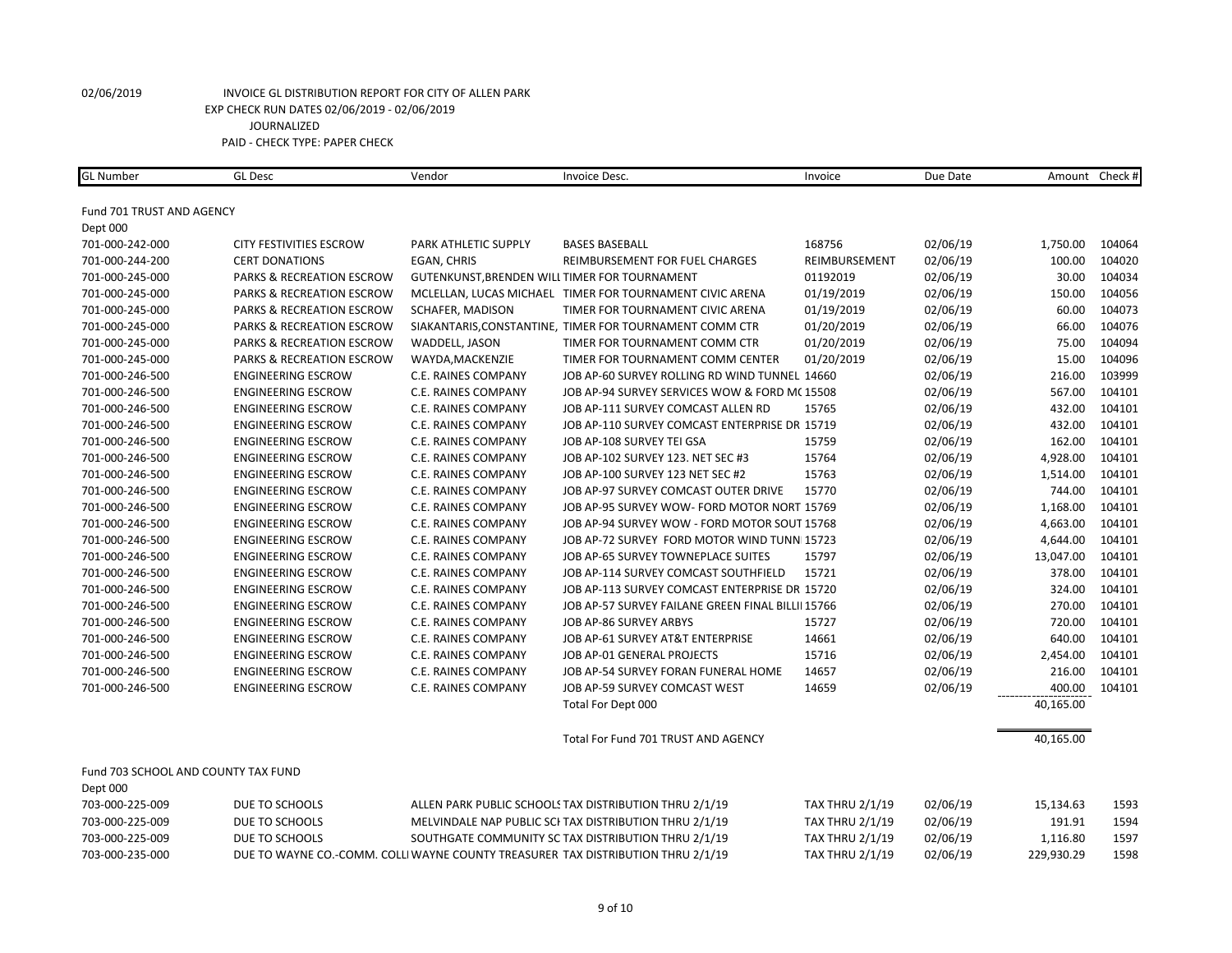02/06/2019 INVOICE GL DISTRIBUTION REPORT FOR CITY OF ALLEN PARK
EXP CHECK RUN DATES 02/06/2019 - 02/06/2019
JOURNALIZED
PAID - CHECK TYPE: PAPER CHECK

| GL Number | GL Desc | Vendor | Invoice Desc. | Invoice | Due Date | Amount | Check # |
|---|---|---|---|---|---|---|---|
| Fund 701 TRUST AND AGENCY | | | | | | | |
| Dept 000 | | | | | | | |
| 701-000-242-000 | CITY FESTIVITIES ESCROW | PARK ATHLETIC SUPPLY | BASES BASEBALL | 168756 | 02/06/19 | 1,750.00 | 104064 |
| 701-000-244-200 | CERT DONATIONS | EGAN, CHRIS | REIMBURSEMENT FOR FUEL CHARGES | REIMBURSEMENT | 02/06/19 | 100.00 | 104020 |
| 701-000-245-000 | PARKS & RECREATION ESCROW | GUTENKUNST,BRENDEN WILL | TIMER FOR TOURNAMENT | 01192019 | 02/06/19 | 30.00 | 104034 |
| 701-000-245-000 | PARKS & RECREATION ESCROW | MCLELLAN, LUCAS MICHAEL | TIMER FOR TOURNAMENT CIVIC ARENA | 01/19/2019 | 02/06/19 | 150.00 | 104056 |
| 701-000-245-000 | PARKS & RECREATION ESCROW | SCHAFER, MADISON | TIMER FOR TOURNAMENT CIVIC ARENA | 01/19/2019 | 02/06/19 | 60.00 | 104073 |
| 701-000-245-000 | PARKS & RECREATION ESCROW | SIAKANTARIS,CONSTANTINE, | TIMER FOR TOURNAMENT COMM CTR | 01/20/2019 | 02/06/19 | 66.00 | 104076 |
| 701-000-245-000 | PARKS & RECREATION ESCROW | WADDELL, JASON | TIMER FOR TOURNAMENT COMM CTR | 01/20/2019 | 02/06/19 | 75.00 | 104094 |
| 701-000-245-000 | PARKS & RECREATION ESCROW | WAYDA,MACKENZIE | TIMER FOR TOURNAMENT COMM CENTER | 01/20/2019 | 02/06/19 | 15.00 | 104096 |
| 701-000-246-500 | ENGINEERING ESCROW | C.E. RAINES COMPANY | JOB AP-60 SURVEY ROLLING RD WIND TUNNEL | 14660 | 02/06/19 | 216.00 | 103999 |
| 701-000-246-500 | ENGINEERING ESCROW | C.E. RAINES COMPANY | JOB AP-94 SURVEY SERVICES WOW & FORD MC | 15508 | 02/06/19 | 567.00 | 104101 |
| 701-000-246-500 | ENGINEERING ESCROW | C.E. RAINES COMPANY | JOB AP-111 SURVEY COMCAST ALLEN RD | 15765 | 02/06/19 | 432.00 | 104101 |
| 701-000-246-500 | ENGINEERING ESCROW | C.E. RAINES COMPANY | JOB AP-110 SURVEY COMCAST ENTERPRISE DR | 15719 | 02/06/19 | 432.00 | 104101 |
| 701-000-246-500 | ENGINEERING ESCROW | C.E. RAINES COMPANY | JOB AP-108 SURVEY TEI GSA | 15759 | 02/06/19 | 162.00 | 104101 |
| 701-000-246-500 | ENGINEERING ESCROW | C.E. RAINES COMPANY | JOB AP-102 SURVEY 123. NET SEC #3 | 15764 | 02/06/19 | 4,928.00 | 104101 |
| 701-000-246-500 | ENGINEERING ESCROW | C.E. RAINES COMPANY | JOB AP-100 SURVEY 123 NET SEC #2 | 15763 | 02/06/19 | 1,514.00 | 104101 |
| 701-000-246-500 | ENGINEERING ESCROW | C.E. RAINES COMPANY | JOB AP-97 SURVEY COMCAST OUTER DRIVE | 15770 | 02/06/19 | 744.00 | 104101 |
| 701-000-246-500 | ENGINEERING ESCROW | C.E. RAINES COMPANY | JOB AP-95 SURVEY WOW- FORD MOTOR NORT | 15769 | 02/06/19 | 1,168.00 | 104101 |
| 701-000-246-500 | ENGINEERING ESCROW | C.E. RAINES COMPANY | JOB AP-94 SURVEY WOW - FORD MOTOR SOUT | 15768 | 02/06/19 | 4,663.00 | 104101 |
| 701-000-246-500 | ENGINEERING ESCROW | C.E. RAINES COMPANY | JOB AP-72 SURVEY FORD MOTOR WIND TUNN | 15723 | 02/06/19 | 4,644.00 | 104101 |
| 701-000-246-500 | ENGINEERING ESCROW | C.E. RAINES COMPANY | JOB AP-65 SURVEY TOWNEPLACE SUITES | 15797 | 02/06/19 | 13,047.00 | 104101 |
| 701-000-246-500 | ENGINEERING ESCROW | C.E. RAINES COMPANY | JOB AP-114 SURVEY COMCAST SOUTHFIELD | 15721 | 02/06/19 | 378.00 | 104101 |
| 701-000-246-500 | ENGINEERING ESCROW | C.E. RAINES COMPANY | JOB AP-113 SURVEY COMCAST ENTERPRISE DR | 15720 | 02/06/19 | 324.00 | 104101 |
| 701-000-246-500 | ENGINEERING ESCROW | C.E. RAINES COMPANY | JOB AP-57 SURVEY FAILANE GREEN FINAL BILLI | 15766 | 02/06/19 | 270.00 | 104101 |
| 701-000-246-500 | ENGINEERING ESCROW | C.E. RAINES COMPANY | JOB AP-86 SURVEY ARBYS | 15727 | 02/06/19 | 720.00 | 104101 |
| 701-000-246-500 | ENGINEERING ESCROW | C.E. RAINES COMPANY | JOB AP-61 SURVEY AT&T ENTERPRISE | 14661 | 02/06/19 | 640.00 | 104101 |
| 701-000-246-500 | ENGINEERING ESCROW | C.E. RAINES COMPANY | JOB AP-01 GENERAL PROJECTS | 15716 | 02/06/19 | 2,454.00 | 104101 |
| 701-000-246-500 | ENGINEERING ESCROW | C.E. RAINES COMPANY | JOB AP-54 SURVEY FORAN FUNERAL HOME | 14657 | 02/06/19 | 216.00 | 104101 |
| 701-000-246-500 | ENGINEERING ESCROW | C.E. RAINES COMPANY | JOB AP-59 SURVEY COMCAST WEST | 14659 | 02/06/19 | 400.00 | 104101 |
| | | | Total For Dept 000 | | | 40,165.00 | |
| | | | Total For Fund 701 TRUST AND AGENCY | | | 40,165.00 | |
| Fund 703 SCHOOL AND COUNTY TAX FUND | | | | | | | |
| Dept 000 | | | | | | | |
| 703-000-225-009 | DUE TO SCHOOLS | ALLEN PARK PUBLIC SCHOOLS | TAX DISTRIBUTION THRU 2/1/19 | TAX THRU 2/1/19 | 02/06/19 | 15,134.63 | 1593 |
| 703-000-225-009 | DUE TO SCHOOLS | MELVINDALE NAP PUBLIC SCH | TAX DISTRIBUTION THRU 2/1/19 | TAX THRU 2/1/19 | 02/06/19 | 191.91 | 1594 |
| 703-000-225-009 | DUE TO SCHOOLS | SOUTHGATE COMMUNITY SC | TAX DISTRIBUTION THRU 2/1/19 | TAX THRU 2/1/19 | 02/06/19 | 1,116.80 | 1597 |
| 703-000-235-000 | DUE TO WAYNE CO.-COMM. COLL | WAYNE COUNTY TREASURER | TAX DISTRIBUTION THRU 2/1/19 | TAX THRU 2/1/19 | 02/06/19 | 229,930.29 | 1598 |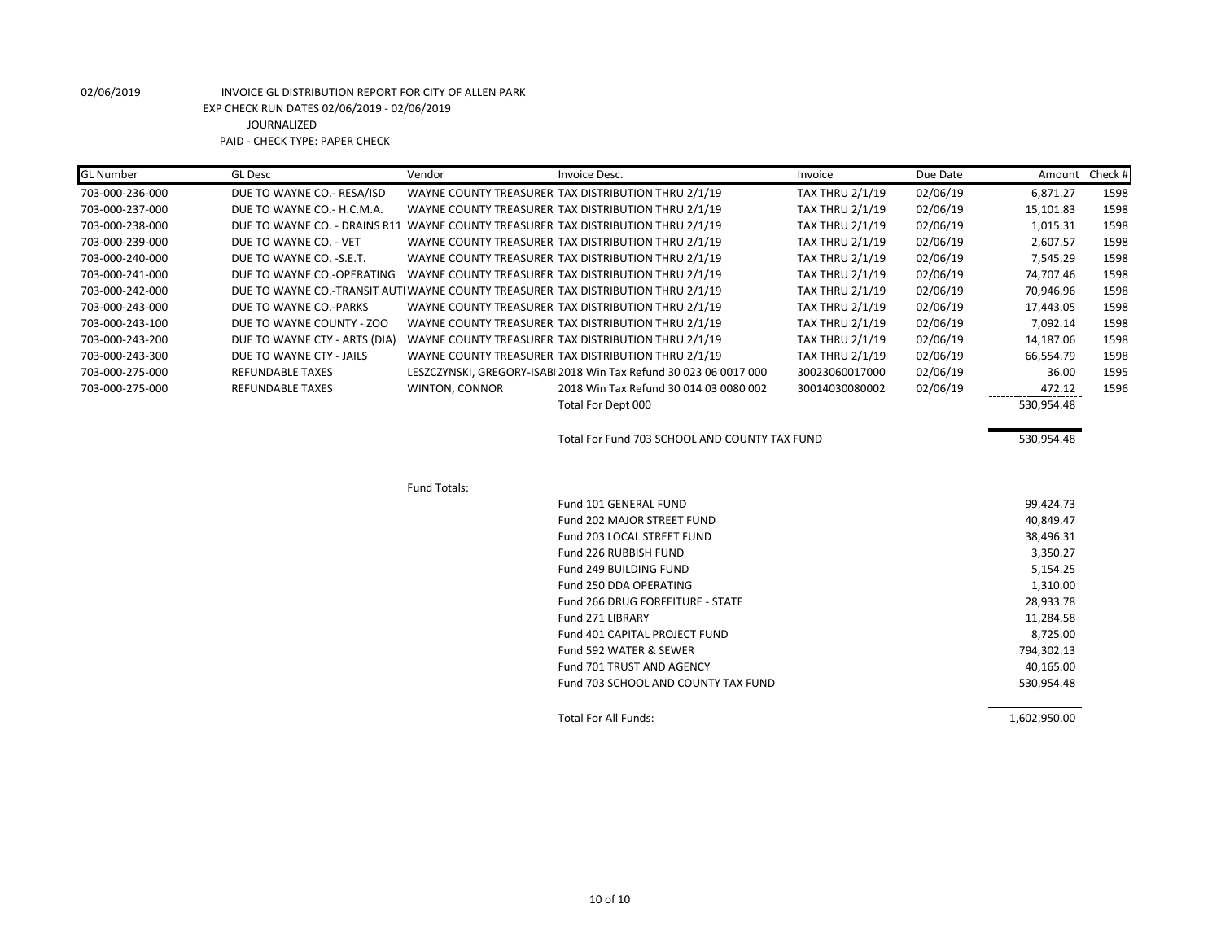02/06/2019 INVOICE GL DISTRIBUTION REPORT FOR CITY OF ALLEN PARK

EXP CHECK RUN DATES 02/06/2019 - 02/06/2019

JOURNALIZED

PAID - CHECK TYPE: PAPER CHECK

| GL Number | GL Desc | Vendor | Invoice Desc. | Invoice | Due Date | Amount | Check # |
|---|---|---|---|---|---|---|---|
| 703-000-236-000 | DUE TO WAYNE CO.- RESA/ISD | WAYNE COUNTY TREASURER | TAX DISTRIBUTION THRU 2/1/19 | TAX THRU 2/1/19 | 02/06/19 | 6,871.27 | 1598 |
| 703-000-237-000 | DUE TO WAYNE CO.- H.C.M.A. | WAYNE COUNTY TREASURER | TAX DISTRIBUTION THRU 2/1/19 | TAX THRU 2/1/19 | 02/06/19 | 15,101.83 | 1598 |
| 703-000-238-000 | DUE TO WAYNE CO. - DRAINS R11 | WAYNE COUNTY TREASURER | TAX DISTRIBUTION THRU 2/1/19 | TAX THRU 2/1/19 | 02/06/19 | 1,015.31 | 1598 |
| 703-000-239-000 | DUE TO WAYNE CO. - VET | WAYNE COUNTY TREASURER | TAX DISTRIBUTION THRU 2/1/19 | TAX THRU 2/1/19 | 02/06/19 | 2,607.57 | 1598 |
| 703-000-240-000 | DUE TO WAYNE CO. -S.E.T. | WAYNE COUNTY TREASURER | TAX DISTRIBUTION THRU 2/1/19 | TAX THRU 2/1/19 | 02/06/19 | 7,545.29 | 1598 |
| 703-000-241-000 | DUE TO WAYNE CO.-OPERATING | WAYNE COUNTY TREASURER | TAX DISTRIBUTION THRU 2/1/19 | TAX THRU 2/1/19 | 02/06/19 | 74,707.46 | 1598 |
| 703-000-242-000 | DUE TO WAYNE CO.-TRANSIT AUTI | WAYNE COUNTY TREASURER | TAX DISTRIBUTION THRU 2/1/19 | TAX THRU 2/1/19 | 02/06/19 | 70,946.96 | 1598 |
| 703-000-243-000 | DUE TO WAYNE CO.-PARKS | WAYNE COUNTY TREASURER | TAX DISTRIBUTION THRU 2/1/19 | TAX THRU 2/1/19 | 02/06/19 | 17,443.05 | 1598 |
| 703-000-243-100 | DUE TO WAYNE COUNTY - ZOO | WAYNE COUNTY TREASURER | TAX DISTRIBUTION THRU 2/1/19 | TAX THRU 2/1/19 | 02/06/19 | 7,092.14 | 1598 |
| 703-000-243-200 | DUE TO WAYNE CTY - ARTS (DIA) | WAYNE COUNTY TREASURER | TAX DISTRIBUTION THRU 2/1/19 | TAX THRU 2/1/19 | 02/06/19 | 14,187.06 | 1598 |
| 703-000-243-300 | DUE TO WAYNE CTY - JAILS | WAYNE COUNTY TREASURER | TAX DISTRIBUTION THRU 2/1/19 | TAX THRU 2/1/19 | 02/06/19 | 66,554.79 | 1598 |
| 703-000-275-000 | REFUNDABLE TAXES | LESZCZYNSKI, GREGORY-ISABI | 2018 Win Tax Refund 30 023 06 0017 000 | 30023060017000 | 02/06/19 | 36.00 | 1595 |
| 703-000-275-000 | REFUNDABLE TAXES | WINTON, CONNOR | 2018 Win Tax Refund 30 014 03 0080 002 | 30014030080002 | 02/06/19 | 472.12 | 1596 |
| | | | Total For Dept 000 | | | 530,954.48 | |
| | | | Total For Fund 703 SCHOOL AND COUNTY TAX FUND | | | 530,954.48 | |

Fund Totals:

| | |
|---|---|
| Fund 101 GENERAL FUND | 99,424.73 |
| Fund 202 MAJOR STREET FUND | 40,849.47 |
| Fund 203 LOCAL STREET FUND | 38,496.31 |
| Fund 226 RUBBISH FUND | 3,350.27 |
| Fund 249 BUILDING FUND | 5,154.25 |
| Fund 250 DDA OPERATING | 1,310.00 |
| Fund 266 DRUG FORFEITURE - STATE | 28,933.78 |
| Fund 271 LIBRARY | 11,284.58 |
| Fund 401 CAPITAL PROJECT FUND | 8,725.00 |
| Fund 592 WATER & SEWER | 794,302.13 |
| Fund 701 TRUST AND AGENCY | 40,165.00 |
| Fund 703 SCHOOL AND COUNTY TAX FUND | 530,954.48 |
| Total For All Funds: | 1,602,950.00 |